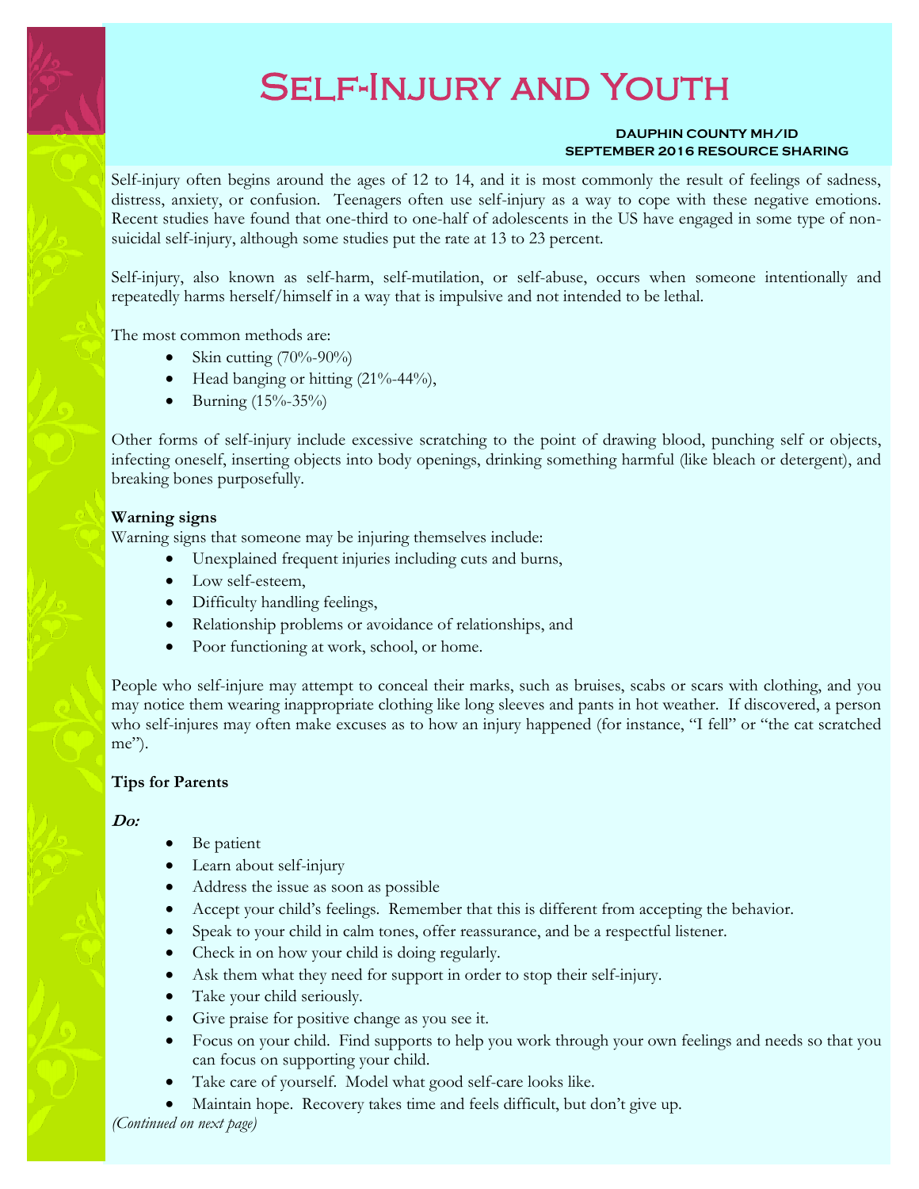# Self-Injury and Youth

**DAUPHIN COUNTY MH/ID**
**SEPTEMBER 2016 RESOURCE SHARING**

Self-injury often begins around the ages of 12 to 14, and it is most commonly the result of feelings of sadness, distress, anxiety, or confusion. Teenagers often use self-injury as a way to cope with these negative emotions. Recent studies have found that one-third to one-half of adolescents in the US have engaged in some type of non-suicidal self-injury, although some studies put the rate at 13 to 23 percent.

Self-injury, also known as self-harm, self-mutilation, or self-abuse, occurs when someone intentionally and repeatedly harms herself/himself in a way that is impulsive and not intended to be lethal.

The most common methods are:

- Skin cutting (70%-90%)
- Head banging or hitting (21%-44%),
- Burning (15%-35%)

Other forms of self-injury include excessive scratching to the point of drawing blood, punching self or objects, infecting oneself, inserting objects into body openings, drinking something harmful (like bleach or detergent), and breaking bones purposefully.

**Warning signs**

Warning signs that someone may be injuring themselves include:

- Unexplained frequent injuries including cuts and burns,
- Low self-esteem,
- Difficulty handling feelings,
- Relationship problems or avoidance of relationships, and
- Poor functioning at work, school, or home.

People who self-injure may attempt to conceal their marks, such as bruises, scabs or scars with clothing, and you may notice them wearing inappropriate clothing like long sleeves and pants in hot weather. If discovered, a person who self-injures may often make excuses as to how an injury happened (for instance, "I fell" or "the cat scratched me").

**Tips for Parents**

***Do:***

- Be patient
- Learn about self-injury
- Address the issue as soon as possible
- Accept your child's feelings. Remember that this is different from accepting the behavior.
- Speak to your child in calm tones, offer reassurance, and be a respectful listener.
- Check in on how your child is doing regularly.
- Ask them what they need for support in order to stop their self-injury.
- Take your child seriously.
- Give praise for positive change as you see it.
- Focus on your child. Find supports to help you work through your own feelings and needs so that you can focus on supporting your child.
- Take care of yourself. Model what good self-care looks like.
- Maintain hope. Recovery takes time and feels difficult, but don't give up.

*(Continued on next page)*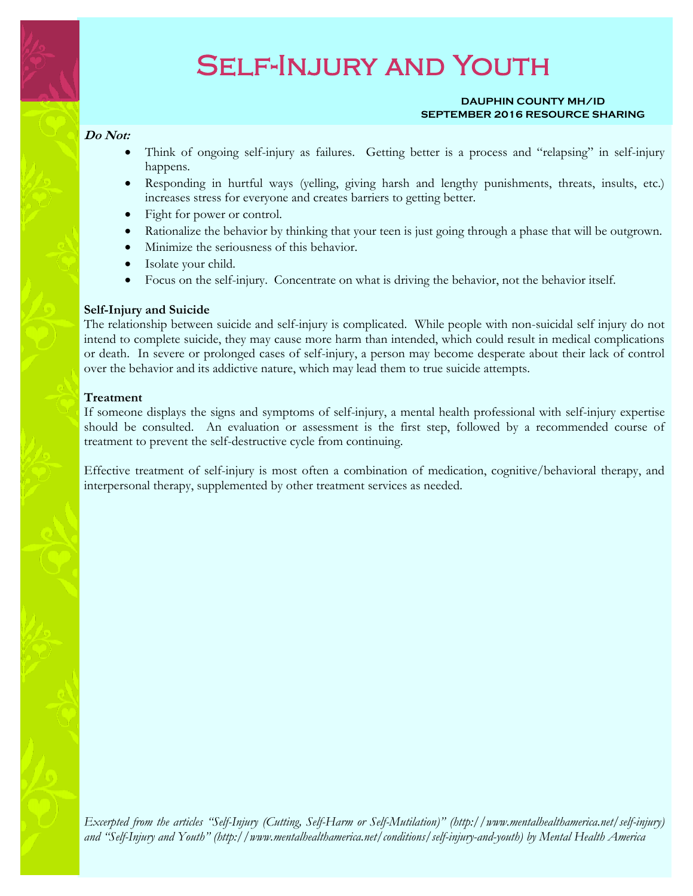# Self-Injury and Youth

**DAUPHIN COUNTY MH/ID**
**SEPTEMBER 2016 RESOURCE SHARING**

***Do Not:***

- Think of ongoing self-injury as failures. Getting better is a process and "relapsing" in self-injury happens.
- Responding in hurtful ways (yelling, giving harsh and lengthy punishments, threats, insults, etc.) increases stress for everyone and creates barriers to getting better.
- Fight for power or control.
- Rationalize the behavior by thinking that your teen is just going through a phase that will be outgrown.
- Minimize the seriousness of this behavior.
- Isolate your child.
- Focus on the self-injury. Concentrate on what is driving the behavior, not the behavior itself.

**Self-Injury and Suicide**

The relationship between suicide and self-injury is complicated. While people with non-suicidal self injury do not intend to complete suicide, they may cause more harm than intended, which could result in medical complications or death. In severe or prolonged cases of self-injury, a person may become desperate about their lack of control over the behavior and its addictive nature, which may lead them to true suicide attempts.

**Treatment**

If someone displays the signs and symptoms of self-injury, a mental health professional with self-injury expertise should be consulted. An evaluation or assessment is the first step, followed by a recommended course of treatment to prevent the self-destructive cycle from continuing.

Effective treatment of self-injury is most often a combination of medication, cognitive/behavioral therapy, and interpersonal therapy, supplemented by other treatment services as needed.

*Excerpted from the articles "Self-Injury (Cutting, Self-Harm or Self-Mutilation)" (http://www.mentalhealthamerica.net/self-injury) and "Self-Injury and Youth" (http://www.mentalhealthamerica.net/conditions/self-injury-and-youth) by Mental Health America*